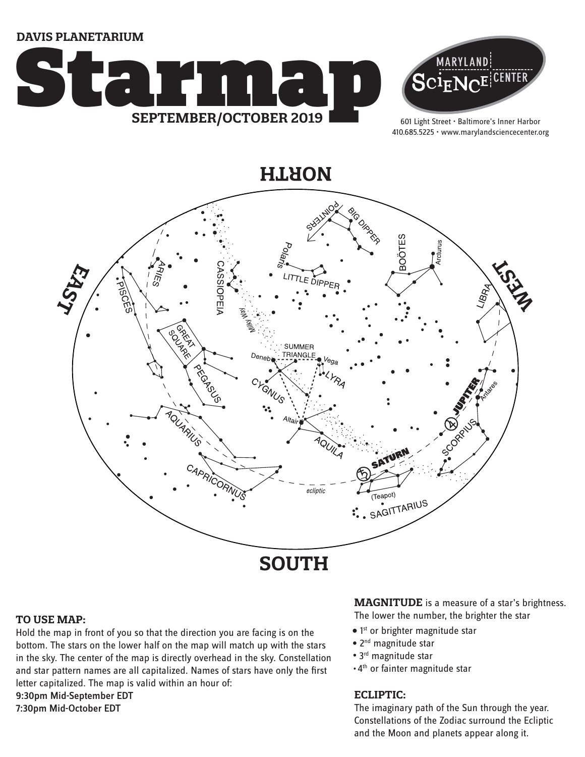DAVIS PLANETARIUM

# Starmap

**SEPTEMBER/OCTOBER 2019**

MARYLAND SCIENCE CENTER

601 Light Street • Baltimore's Inner Harbor
410.685.5225 • www.marylandsciencecenter.org

### TO USE MAP:

Hold the map in front of you so that the direction you are facing is on the bottom. The stars on the lower half on the map will match up with the stars in the sky. The center of the map is directly overhead in the sky. Constellation and star pattern names are all capitalized. Names of stars have only the first letter capitalized. The map is valid within an hour of:

**9:30pm Mid-September EDT**
**7:30pm Mid-October EDT**

**MAGNITUDE** is a measure of a star's brightness. The lower the number, the brighter the star

- 1st or brighter magnitude star
- 2nd magnitude star
- 3rd magnitude star
- 4th or fainter magnitude star

### ECLIPTIC:

The imaginary path of the Sun through the year. Constellations of the Zodiac surround the Ecliptic and the Moon and planets appear along it.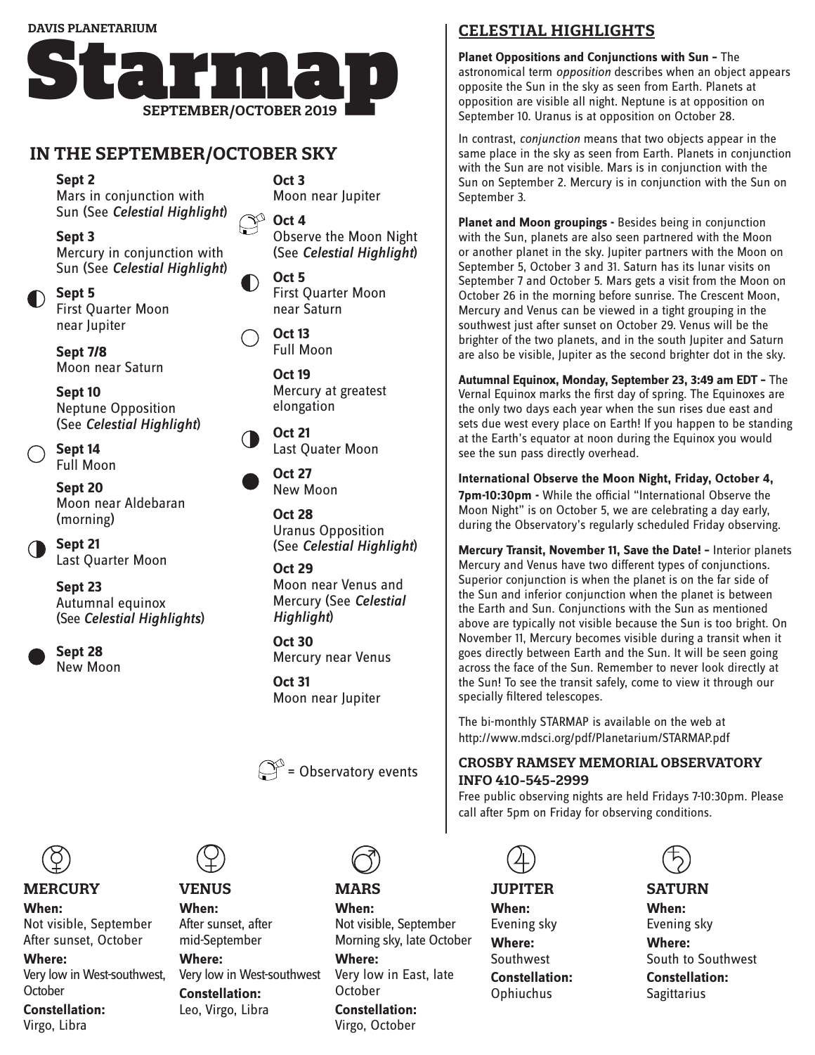DAVIS PLANETARIUM

# Starmap

SEPTEMBER/OCTOBER 2019

## IN THE SEPTEMBER/OCTOBER SKY

**Sept 2**
Mars in conjunction with Sun (See ***Celestial Highlight***)

**Sept 3**
Mercury in conjunction with Sun (See ***Celestial Highlight***)

**Sept 5**
First Quarter Moon near Jupiter

**Sept 7/8**
Moon near Saturn

**Sept 10**
Neptune Opposition (See ***Celestial Highlight***)

**Sept 14**
Full Moon

**Sept 20**
Moon near Aldebaran (morning)

**Sept 21**
Last Quarter Moon

**Sept 23**
Autumnal equinox (See ***Celestial Highlights***)

**Sept 28**
New Moon

**Oct 3**
Moon near Jupiter

**Oct 4**
Observe the Moon Night (See ***Celestial Highlight***)

**Oct 5**
First Quarter Moon near Saturn

**Oct 13**
Full Moon

**Oct 19**
Mercury at greatest elongation

**Oct 21**
Last Quater Moon

**Oct 27**
New Moon

**Oct 28**
Uranus Opposition (See ***Celestial Highlight***)

**Oct 29**
Moon near Venus and Mercury (See ***Celestial Highlight***)

**Oct 30**
Mercury near Venus

**Oct 31**
Moon near Jupiter

= Observatory events

## CELESTIAL HIGHLIGHTS

**Planet Oppositions and Conjunctions with Sun –** The astronomical term *opposition* describes when an object appears opposite the Sun in the sky as seen from Earth. Planets at opposition are visible all night. Neptune is at opposition on September 10. Uranus is at opposition on October 28.

In contrast, *conjunction* means that two objects appear in the same place in the sky as seen from Earth. Planets in conjunction with the Sun are not visible. Mars is in conjunction with the Sun on September 2. Mercury is in conjunction with the Sun on September 3.

**Planet and Moon groupings -** Besides being in conjunction with the Sun, planets are also seen partnered with the Moon or another planet in the sky. Jupiter partners with the Moon on September 5, October 3 and 31. Saturn has its lunar visits on September 7 and October 5. Mars gets a visit from the Moon on October 26 in the morning before sunrise. The Crescent Moon, Mercury and Venus can be viewed in a tight grouping in the southwest just after sunset on October 29. Venus will be the brighter of the two planets, and in the south Jupiter and Saturn are also be visible, Jupiter as the second brighter dot in the sky.

**Autumnal Equinox, Monday, September 23, 3:49 am EDT –** The Vernal Equinox marks the first day of spring. The Equinoxes are the only two days each year when the sun rises due east and sets due west every place on Earth! If you happen to be standing at the Earth's equator at noon during the Equinox you would see the sun pass directly overhead.

**International Observe the Moon Night, Friday, October 4, 7pm-10:30pm -** While the official "International Observe the Moon Night" is on October 5, we are celebrating a day early, during the Observatory's regularly scheduled Friday observing.

**Mercury Transit, November 11, Save the Date! –** Interior planets Mercury and Venus have two different types of conjunctions. Superior conjunction is when the planet is on the far side of the Sun and inferior conjunction when the planet is between the Earth and Sun. Conjunctions with the Sun as mentioned above are typically not visible because the Sun is too bright. On November 11, Mercury becomes visible during a transit when it goes directly between Earth and the Sun. It will be seen going across the face of the Sun. Remember to never look directly at the Sun! To see the transit safely, come to view it through our specially filtered telescopes.

The bi-monthly STARMAP is available on the web at http://www.mdsci.org/pdf/Planetarium/STARMAP.pdf

### CROSBY RAMSEY MEMORIAL OBSERVATORY INFO 410-545-2999

Free public observing nights are held Fridays 7-10:30pm. Please call after 5pm on Friday for observing conditions.

### MERCURY

**When:**
Not visible, September
After sunset, October

**Where:**
Very low in West-southwest, October

**Constellation:**
Virgo, Libra

### VENUS

**When:**
After sunset, after mid-September

**Where:**
Very low in West-southwest

**Constellation:**
Leo, Virgo, Libra

### MARS

**When:**
Not visible, September
Morning sky, late October

**Where:**
Very low in East, late October

**Constellation:**
Virgo, October

### JUPITER

**When:**
Evening sky

**Where:**
Southwest

**Constellation:**
Ophiuchus

### SATURN

**When:**
Evening sky

**Where:**
South to Southwest

**Constellation:**
Sagittarius